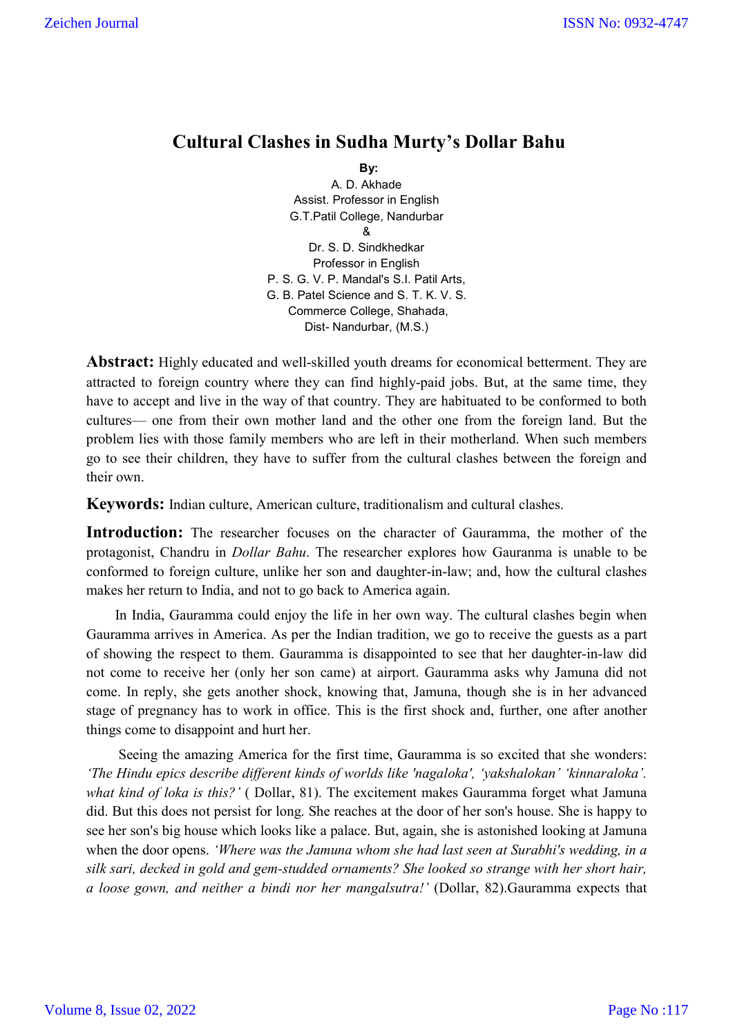# Cultural Clashes in Sudha Murty's Dollar Bahu

**By:**

A. D. Akhade
Assist. Professor in English
G.T.Patil College, Nandurbar

&

Dr. S. D. Sindkhedkar
Professor in English
P. S. G. V. P. Mandal's S.I. Patil Arts,
G. B. Patel Science and S. T. K. V. S.
Commerce College, Shahada,
Dist- Nandurbar, (M.S.)

**Abstract:** Highly educated and well-skilled youth dreams for economical betterment. They are attracted to foreign country where they can find highly-paid jobs. But, at the same time, they have to accept and live in the way of that country. They are habituated to be conformed to both cultures— one from their own mother land and the other one from the foreign land. But the problem lies with those family members who are left in their motherland. When such members go to see their children, they have to suffer from the cultural clashes between the foreign and their own.

**Keywords:** Indian culture, American culture, traditionalism and cultural clashes.

**Introduction:** The researcher focuses on the character of Gauramma, the mother of the protagonist, Chandru in *Dollar Bahu*. The researcher explores how Gauranma is unable to be conformed to foreign culture, unlike her son and daughter-in-law; and, how the cultural clashes makes her return to India, and not to go back to America again.

In India, Gauramma could enjoy the life in her own way. The cultural clashes begin when Gauramma arrives in America. As per the Indian tradition, we go to receive the guests as a part of showing the respect to them. Gauramma is disappointed to see that her daughter-in-law did not come to receive her (only her son came) at airport. Gauramma asks why Jamuna did not come. In reply, she gets another shock, knowing that, Jamuna, though she is in her advanced stage of pregnancy has to work in office. This is the first shock and, further, one after another things come to disappoint and hurt her.

Seeing the amazing America for the first time, Gauramma is so excited that she wonders: *'The Hindu epics describe different kinds of worlds like 'nagaloka', 'yakshalokan' 'kinnaraloka'. what kind of loka is this?'* ( Dollar, 81). The excitement makes Gauramma forget what Jamuna did. But this does not persist for long. She reaches at the door of her son's house. She is happy to see her son's big house which looks like a palace. But, again, she is astonished looking at Jamuna when the door opens. *'Where was the Jamuna whom she had last seen at Surabhi's wedding, in a silk sari, decked in gold and gem-studded ornaments? She looked so strange with her short hair, a loose gown, and neither a bindi nor her mangalsutra!'* (Dollar, 82).Gauramma expects that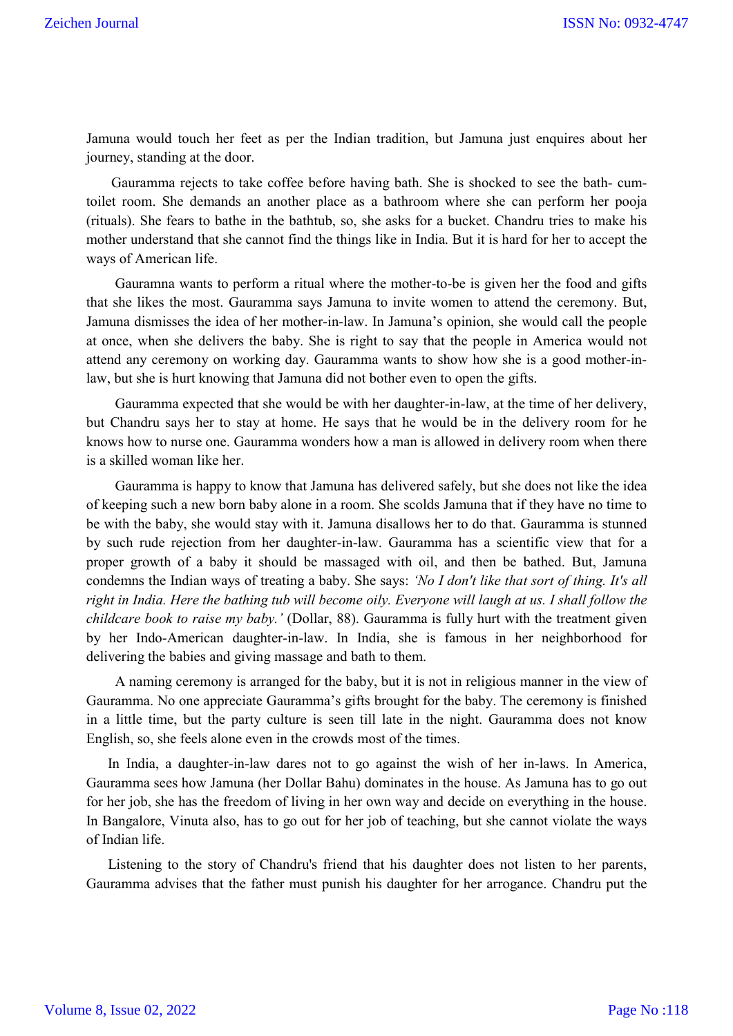Jamuna would touch her feet as per the Indian tradition, but Jamuna just enquires about her journey, standing at the door.

Gauramma rejects to take coffee before having bath. She is shocked to see the bath- cum-toilet room. She demands an another place as a bathroom where she can perform her pooja (rituals). She fears to bathe in the bathtub, so, she asks for a bucket. Chandru tries to make his mother understand that she cannot find the things like in India. But it is hard for her to accept the ways of American life.

Gauramna wants to perform a ritual where the mother-to-be is given her the food and gifts that she likes the most. Gauramma says Jamuna to invite women to attend the ceremony. But, Jamuna dismisses the idea of her mother-in-law. In Jamuna's opinion, she would call the people at once, when she delivers the baby. She is right to say that the people in America would not attend any ceremony on working day. Gauramma wants to show how she is a good mother-in-law, but she is hurt knowing that Jamuna did not bother even to open the gifts.

Gauramma expected that she would be with her daughter-in-law, at the time of her delivery, but Chandru says her to stay at home. He says that he would be in the delivery room for he knows how to nurse one. Gauramma wonders how a man is allowed in delivery room when there is a skilled woman like her.

Gauramma is happy to know that Jamuna has delivered safely, but she does not like the idea of keeping such a new born baby alone in a room. She scolds Jamuna that if they have no time to be with the baby, she would stay with it. Jamuna disallows her to do that. Gauramma is stunned by such rude rejection from her daughter-in-law. Gauramma has a scientific view that for a proper growth of a baby it should be massaged with oil, and then be bathed. But, Jamuna condemns the Indian ways of treating a baby. She says: *'No I don't like that sort of thing. It's all right in India. Here the bathing tub will become oily. Everyone will laugh at us. I shall follow the childcare book to raise my baby.'* (Dollar, 88). Gauramma is fully hurt with the treatment given by her Indo-American daughter-in-law. In India, she is famous in her neighborhood for delivering the babies and giving massage and bath to them.

A naming ceremony is arranged for the baby, but it is not in religious manner in the view of Gauramma. No one appreciate Gauramma's gifts brought for the baby. The ceremony is finished in a little time, but the party culture is seen till late in the night. Gauramma does not know English, so, she feels alone even in the crowds most of the times.

In India, a daughter-in-law dares not to go against the wish of her in-laws. In America, Gauramma sees how Jamuna (her Dollar Bahu) dominates in the house. As Jamuna has to go out for her job, she has the freedom of living in her own way and decide on everything in the house. In Bangalore, Vinuta also, has to go out for her job of teaching, but she cannot violate the ways of Indian life.

Listening to the story of Chandru's friend that his daughter does not listen to her parents, Gauramma advises that the father must punish his daughter for her arrogance. Chandru put the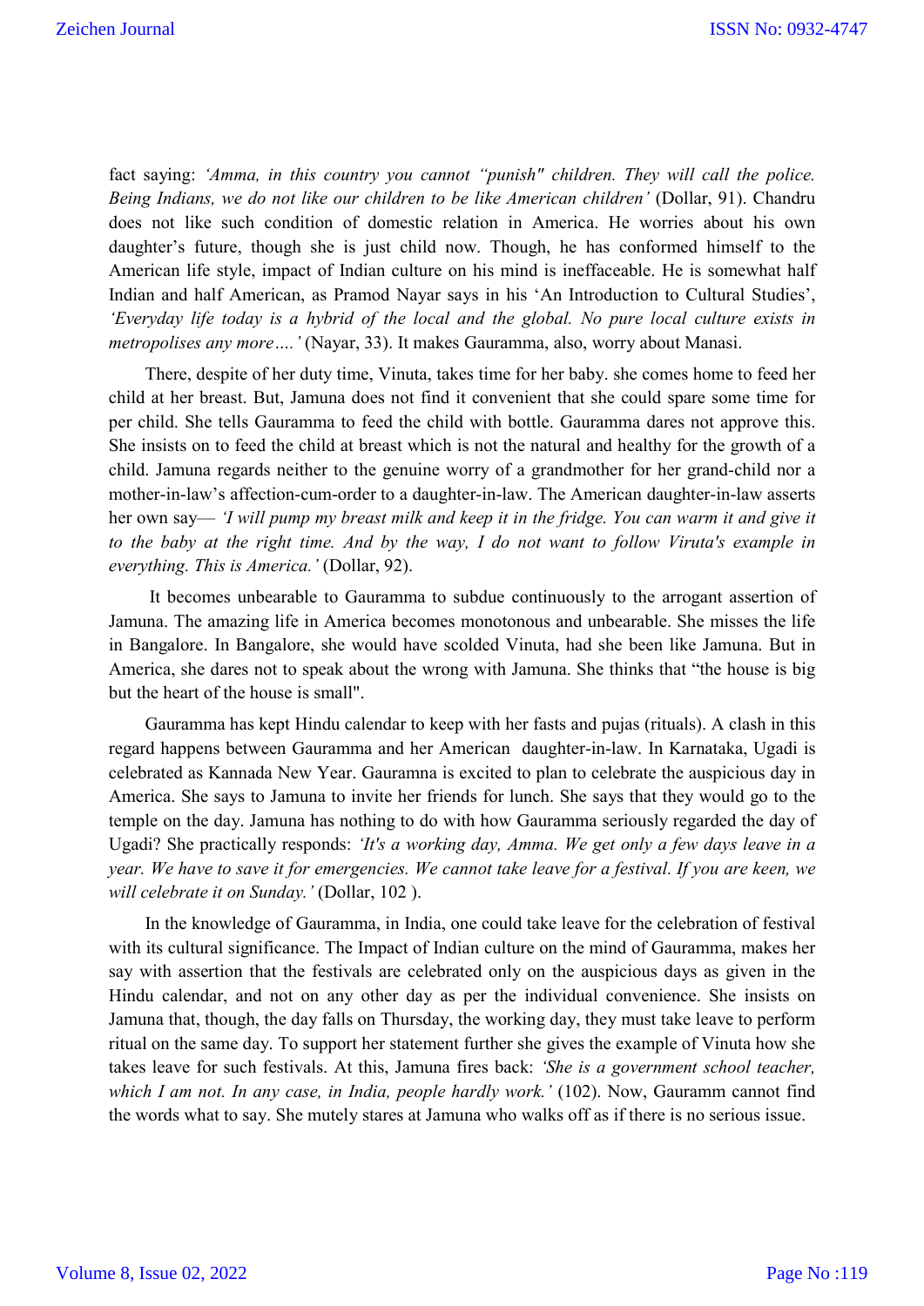fact saying: *'Amma, in this country you cannot "punish" children. They will call the police. Being Indians, we do not like our children to be like American children'* (Dollar, 91). Chandru does not like such condition of domestic relation in America. He worries about his own daughter's future, though she is just child now. Though, he has conformed himself to the American life style, impact of Indian culture on his mind is ineffaceable. He is somewhat half Indian and half American, as Pramod Nayar says in his 'An Introduction to Cultural Studies', *'Everyday life today is a hybrid of the local and the global. No pure local culture exists in metropolises any more….'* (Nayar, 33). It makes Gauramma, also, worry about Manasi.

There, despite of her duty time, Vinuta, takes time for her baby. she comes home to feed her child at her breast. But, Jamuna does not find it convenient that she could spare some time for per child. She tells Gauramma to feed the child with bottle. Gauramma dares not approve this. She insists on to feed the child at breast which is not the natural and healthy for the growth of a child. Jamuna regards neither to the genuine worry of a grandmother for her grand-child nor a mother-in-law's affection-cum-order to a daughter-in-law. The American daughter-in-law asserts her own say— *'I will pump my breast milk and keep it in the fridge. You can warm it and give it to the baby at the right time. And by the way, I do not want to follow Viruta's example in everything. This is America.'* (Dollar, 92).

It becomes unbearable to Gauramma to subdue continuously to the arrogant assertion of Jamuna. The amazing life in America becomes monotonous and unbearable. She misses the life in Bangalore. In Bangalore, she would have scolded Vinuta, had she been like Jamuna. But in America, she dares not to speak about the wrong with Jamuna. She thinks that "the house is big but the heart of the house is small".

Gauramma has kept Hindu calendar to keep with her fasts and pujas (rituals). A clash in this regard happens between Gauramma and her American daughter-in-law. In Karnataka, Ugadi is celebrated as Kannada New Year. Gauramna is excited to plan to celebrate the auspicious day in America. She says to Jamuna to invite her friends for lunch. She says that they would go to the temple on the day. Jamuna has nothing to do with how Gauramma seriously regarded the day of Ugadi? She practically responds: *'It's a working day, Amma. We get only a few days leave in a year. We have to save it for emergencies. We cannot take leave for a festival. If you are keen, we will celebrate it on Sunday.'* (Dollar, 102 ).

In the knowledge of Gauramma, in India, one could take leave for the celebration of festival with its cultural significance. The Impact of Indian culture on the mind of Gauramma, makes her say with assertion that the festivals are celebrated only on the auspicious days as given in the Hindu calendar, and not on any other day as per the individual convenience. She insists on Jamuna that, though, the day falls on Thursday, the working day, they must take leave to perform ritual on the same day. To support her statement further she gives the example of Vinuta how she takes leave for such festivals. At this, Jamuna fires back: *'She is a government school teacher, which I am not. In any case, in India, people hardly work.'* (102). Now, Gauramm cannot find the words what to say. She mutely stares at Jamuna who walks off as if there is no serious issue.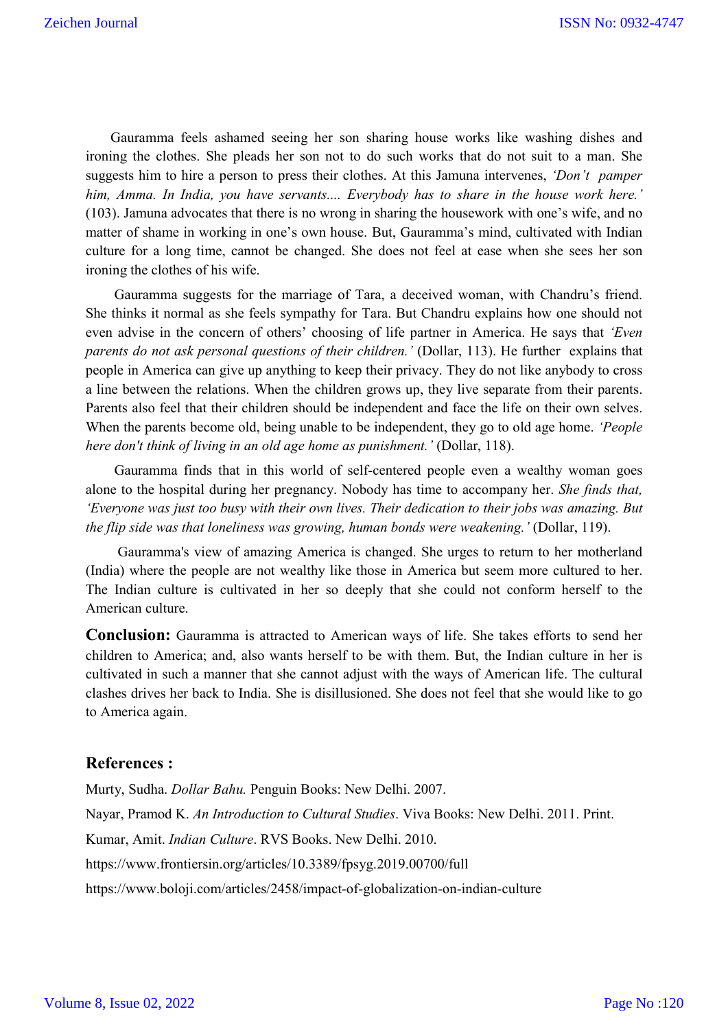Gauramma feels ashamed seeing her son sharing house works like washing dishes and ironing the clothes. She pleads her son not to do such works that do not suit to a man. She suggests him to hire a person to press their clothes. At this Jamuna intervenes, *'Don't pamper him, Amma. In India, you have servants.... Everybody has to share in the house work here.'* (103). Jamuna advocates that there is no wrong in sharing the housework with one's wife, and no matter of shame in working in one's own house. But, Gauramma's mind, cultivated with Indian culture for a long time, cannot be changed. She does not feel at ease when she sees her son ironing the clothes of his wife.

Gauramma suggests for the marriage of Tara, a deceived woman, with Chandru's friend. She thinks it normal as she feels sympathy for Tara. But Chandru explains how one should not even advise in the concern of others' choosing of life partner in America. He says that *'Even parents do not ask personal questions of their children.'* (Dollar, 113). He further explains that people in America can give up anything to keep their privacy. They do not like anybody to cross a line between the relations. When the children grows up, they live separate from their parents. Parents also feel that their children should be independent and face the life on their own selves. When the parents become old, being unable to be independent, they go to old age home. *'People here don't think of living in an old age home as punishment.'* (Dollar, 118).

Gauramma finds that in this world of self-centered people even a wealthy woman goes alone to the hospital during her pregnancy. Nobody has time to accompany her. *She finds that, 'Everyone was just too busy with their own lives. Their dedication to their jobs was amazing. But the flip side was that loneliness was growing, human bonds were weakening.'* (Dollar, 119).

Gauramma's view of amazing America is changed. She urges to return to her motherland (India) where the people are not wealthy like those in America but seem more cultured to her. The Indian culture is cultivated in her so deeply that she could not conform herself to the American culture.

**Conclusion:** Gauramma is attracted to American ways of life. She takes efforts to send her children to America; and, also wants herself to be with them. But, the Indian culture in her is cultivated in such a manner that she cannot adjust with the ways of American life. The cultural clashes drives her back to India. She is disillusioned. She does not feel that she would like to go to America again.

## References :

Murty, Sudha. *Dollar Bahu.* Penguin Books: New Delhi. 2007.

Nayar, Pramod K. *An Introduction to Cultural Studies*. Viva Books: New Delhi. 2011. Print.

Kumar, Amit. *Indian Culture*. RVS Books. New Delhi. 2010.

https://www.frontiersin.org/articles/10.3389/fpsyg.2019.00700/full

https://www.boloji.com/articles/2458/impact-of-globalization-on-indian-culture